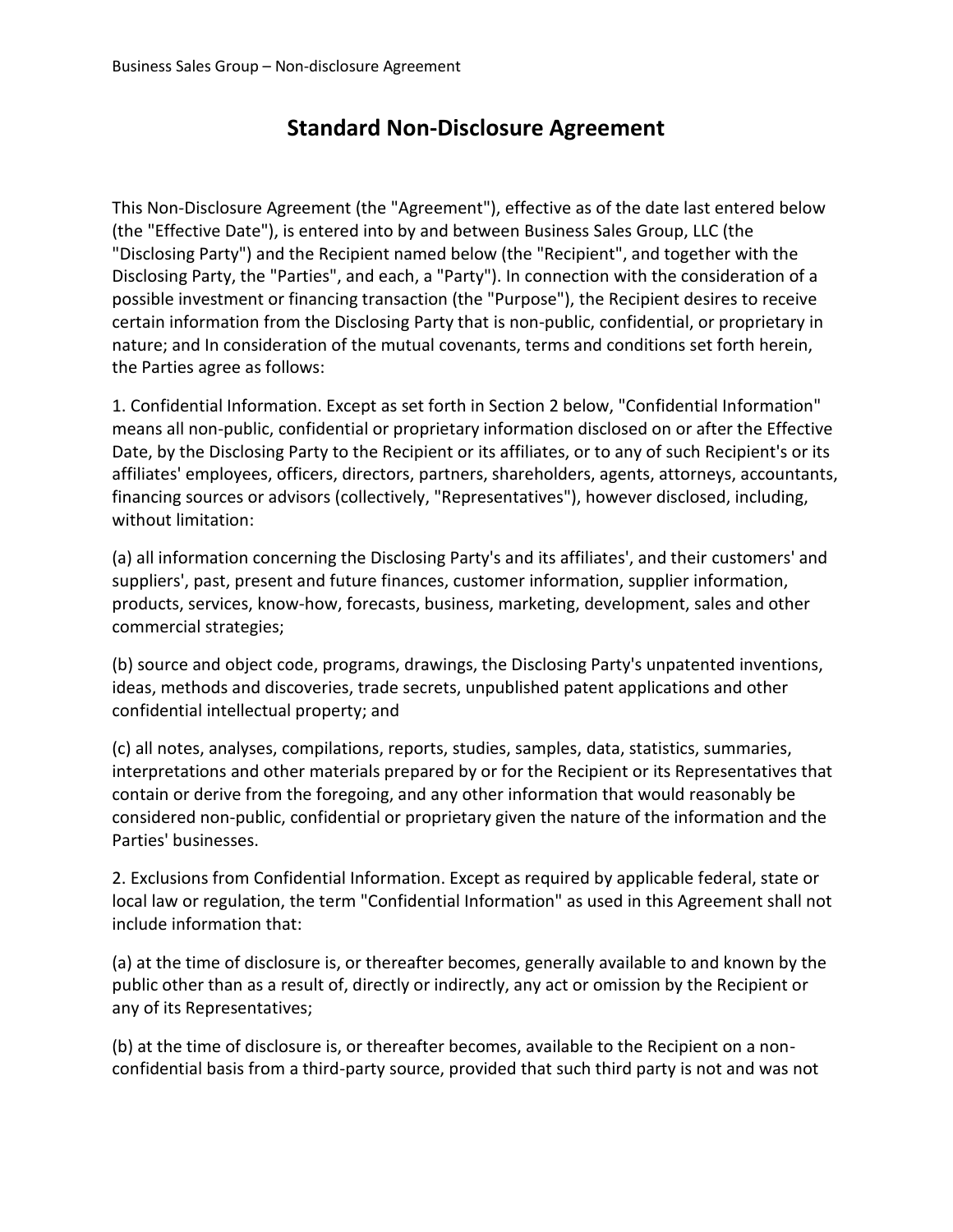# Standard Non-Disclosure Agreement

This Non-Disclosure Agreement (the "Agreement"), effective as of the date last entered below (the "Effective Date"), is entered into by and between Business Sales Group, LLC (the "Disclosing Party") and the Recipient named below (the "Recipient", and together with the Disclosing Party, the "Parties", and each, a "Party"). In connection with the consideration of a possible investment or financing transaction (the "Purpose"), the Recipient desires to receive certain information from the Disclosing Party that is non-public, confidential, or proprietary in nature; and In consideration of the mutual covenants, terms and conditions set forth herein, the Parties agree as follows:

1. Confidential Information. Except as set forth in Section 2 below, "Confidential Information" means all non-public, confidential or proprietary information disclosed on or after the Effective Date, by the Disclosing Party to the Recipient or its affiliates, or to any of such Recipient's or its affiliates' employees, officers, directors, partners, shareholders, agents, attorneys, accountants, financing sources or advisors (collectively, "Representatives"), however disclosed, including, without limitation:

(a) all information concerning the Disclosing Party's and its affiliates', and their customers' and suppliers', past, present and future finances, customer information, supplier information, products, services, know-how, forecasts, business, marketing, development, sales and other commercial strategies;

(b) source and object code, programs, drawings, the Disclosing Party's unpatented inventions, ideas, methods and discoveries, trade secrets, unpublished patent applications and other confidential intellectual property; and

(c) all notes, analyses, compilations, reports, studies, samples, data, statistics, summaries, interpretations and other materials prepared by or for the Recipient or its Representatives that contain or derive from the foregoing, and any other information that would reasonably be considered non-public, confidential or proprietary given the nature of the information and the Parties' businesses.

2. Exclusions from Confidential Information. Except as required by applicable federal, state or local law or regulation, the term "Confidential Information" as used in this Agreement shall not include information that:

(a) at the time of disclosure is, or thereafter becomes, generally available to and known by the public other than as a result of, directly or indirectly, any act or omission by the Recipient or any of its Representatives;

(b) at the time of disclosure is, or thereafter becomes, available to the Recipient on a non-confidential basis from a third-party source, provided that such third party is not and was not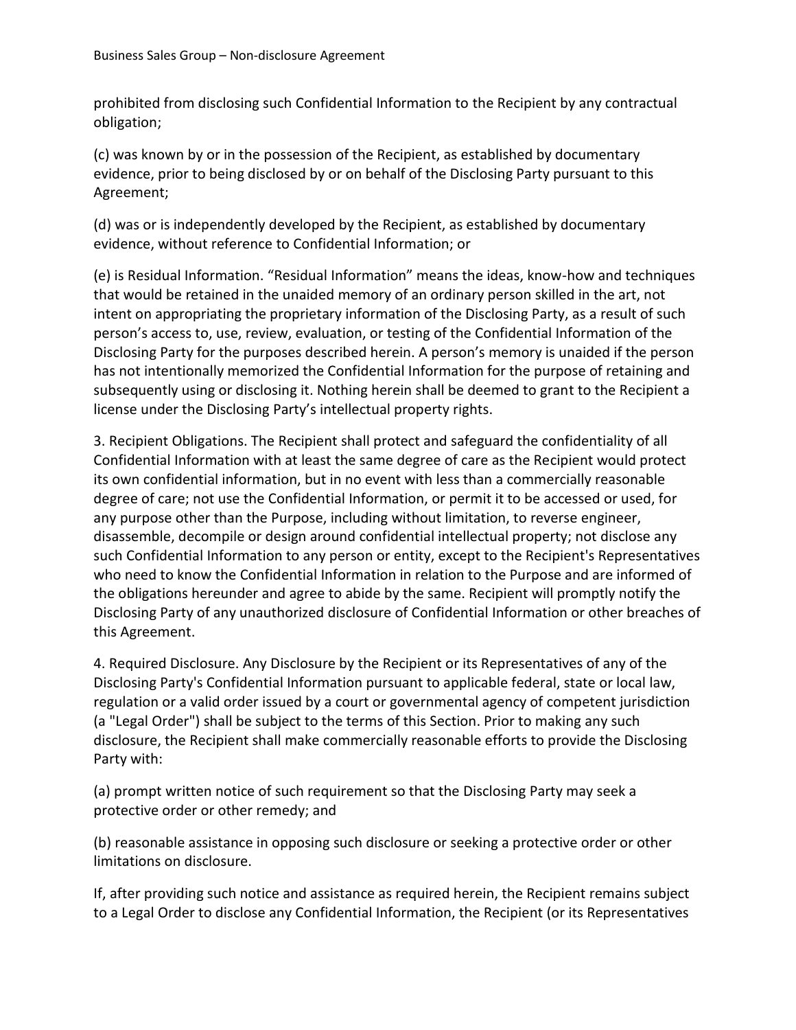prohibited from disclosing such Confidential Information to the Recipient by any contractual obligation;

(c) was known by or in the possession of the Recipient, as established by documentary evidence, prior to being disclosed by or on behalf of the Disclosing Party pursuant to this Agreement;

(d) was or is independently developed by the Recipient, as established by documentary evidence, without reference to Confidential Information; or

(e) is Residual Information. "Residual Information" means the ideas, know-how and techniques that would be retained in the unaided memory of an ordinary person skilled in the art, not intent on appropriating the proprietary information of the Disclosing Party, as a result of such person's access to, use, review, evaluation, or testing of the Confidential Information of the Disclosing Party for the purposes described herein. A person's memory is unaided if the person has not intentionally memorized the Confidential Information for the purpose of retaining and subsequently using or disclosing it. Nothing herein shall be deemed to grant to the Recipient a license under the Disclosing Party's intellectual property rights.

3. Recipient Obligations. The Recipient shall protect and safeguard the confidentiality of all Confidential Information with at least the same degree of care as the Recipient would protect its own confidential information, but in no event with less than a commercially reasonable degree of care; not use the Confidential Information, or permit it to be accessed or used, for any purpose other than the Purpose, including without limitation, to reverse engineer, disassemble, decompile or design around confidential intellectual property; not disclose any such Confidential Information to any person or entity, except to the Recipient's Representatives who need to know the Confidential Information in relation to the Purpose and are informed of the obligations hereunder and agree to abide by the same. Recipient will promptly notify the Disclosing Party of any unauthorized disclosure of Confidential Information or other breaches of this Agreement.

4. Required Disclosure. Any Disclosure by the Recipient or its Representatives of any of the Disclosing Party's Confidential Information pursuant to applicable federal, state or local law, regulation or a valid order issued by a court or governmental agency of competent jurisdiction (a "Legal Order") shall be subject to the terms of this Section. Prior to making any such disclosure, the Recipient shall make commercially reasonable efforts to provide the Disclosing Party with:

(a) prompt written notice of such requirement so that the Disclosing Party may seek a protective order or other remedy; and

(b) reasonable assistance in opposing such disclosure or seeking a protective order or other limitations on disclosure.

If, after providing such notice and assistance as required herein, the Recipient remains subject to a Legal Order to disclose any Confidential Information, the Recipient (or its Representatives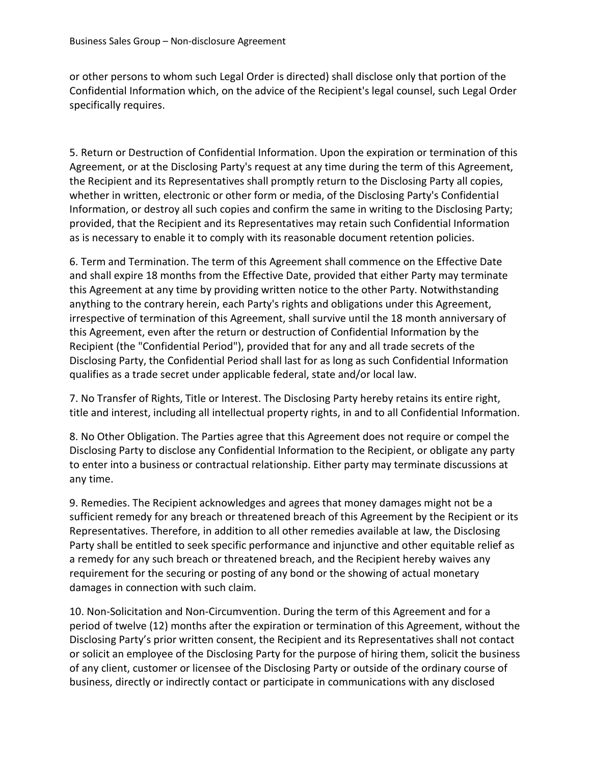or other persons to whom such Legal Order is directed) shall disclose only that portion of the Confidential Information which, on the advice of the Recipient's legal counsel, such Legal Order specifically requires.

5. Return or Destruction of Confidential Information. Upon the expiration or termination of this Agreement, or at the Disclosing Party's request at any time during the term of this Agreement, the Recipient and its Representatives shall promptly return to the Disclosing Party all copies, whether in written, electronic or other form or media, of the Disclosing Party's Confidential Information, or destroy all such copies and confirm the same in writing to the Disclosing Party; provided, that the Recipient and its Representatives may retain such Confidential Information as is necessary to enable it to comply with its reasonable document retention policies.

6. Term and Termination. The term of this Agreement shall commence on the Effective Date and shall expire 18 months from the Effective Date, provided that either Party may terminate this Agreement at any time by providing written notice to the other Party. Notwithstanding anything to the contrary herein, each Party's rights and obligations under this Agreement, irrespective of termination of this Agreement, shall survive until the 18 month anniversary of this Agreement, even after the return or destruction of Confidential Information by the Recipient (the "Confidential Period"), provided that for any and all trade secrets of the Disclosing Party, the Confidential Period shall last for as long as such Confidential Information qualifies as a trade secret under applicable federal, state and/or local law.

7. No Transfer of Rights, Title or Interest. The Disclosing Party hereby retains its entire right, title and interest, including all intellectual property rights, in and to all Confidential Information.

8. No Other Obligation. The Parties agree that this Agreement does not require or compel the Disclosing Party to disclose any Confidential Information to the Recipient, or obligate any party to enter into a business or contractual relationship. Either party may terminate discussions at any time.

9. Remedies. The Recipient acknowledges and agrees that money damages might not be a sufficient remedy for any breach or threatened breach of this Agreement by the Recipient or its Representatives. Therefore, in addition to all other remedies available at law, the Disclosing Party shall be entitled to seek specific performance and injunctive and other equitable relief as a remedy for any such breach or threatened breach, and the Recipient hereby waives any requirement for the securing or posting of any bond or the showing of actual monetary damages in connection with such claim.

10. Non-Solicitation and Non-Circumvention. During the term of this Agreement and for a period of twelve (12) months after the expiration or termination of this Agreement, without the Disclosing Party's prior written consent, the Recipient and its Representatives shall not contact or solicit an employee of the Disclosing Party for the purpose of hiring them, solicit the business of any client, customer or licensee of the Disclosing Party or outside of the ordinary course of business, directly or indirectly contact or participate in communications with any disclosed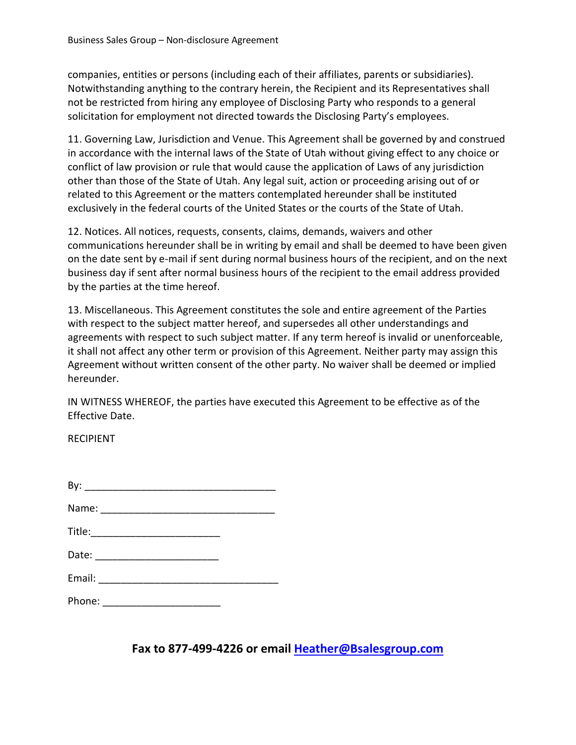companies, entities or persons (including each of their affiliates, parents or subsidiaries). Notwithstanding anything to the contrary herein, the Recipient and its Representatives shall not be restricted from hiring any employee of Disclosing Party who responds to a general solicitation for employment not directed towards the Disclosing Party's employees.

11. Governing Law, Jurisdiction and Venue. This Agreement shall be governed by and construed in accordance with the internal laws of the State of Utah without giving effect to any choice or conflict of law provision or rule that would cause the application of Laws of any jurisdiction other than those of the State of Utah. Any legal suit, action or proceeding arising out of or related to this Agreement or the matters contemplated hereunder shall be instituted exclusively in the federal courts of the United States or the courts of the State of Utah.

12. Notices. All notices, requests, consents, claims, demands, waivers and other communications hereunder shall be in writing by email and shall be deemed to have been given on the date sent by e-mail if sent during normal business hours of the recipient, and on the next business day if sent after normal business hours of the recipient to the email address provided by the parties at the time hereof.

13. Miscellaneous. This Agreement constitutes the sole and entire agreement of the Parties with respect to the subject matter hereof, and supersedes all other understandings and agreements with respect to such subject matter. If any term hereof is invalid or unenforceable, it shall not affect any other term or provision of this Agreement. Neither party may assign this Agreement without written consent of the other party. No waiver shall be deemed or implied hereunder.

IN WITNESS WHEREOF, the parties have executed this Agreement to be effective as of the Effective Date.

RECIPIENT

By: ________________________________

Name: ______________________________

Title:______________________

Date: _____________________

Email: _______________________________

Phone: ____________________

**Fax to 877-499-4226 or email [Heather@Bsalesgroup.com](mailto:Heather@Bsalesgroup.com)**